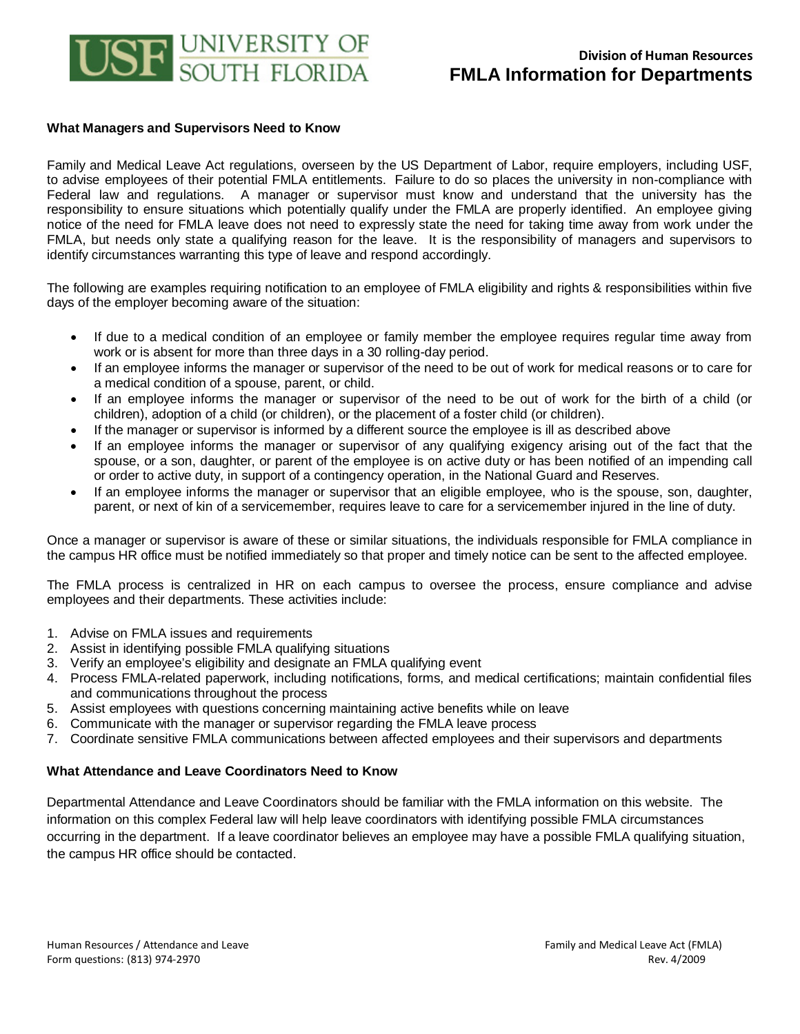# Division of Human Resources
# FMLA Information for Departments

**What Managers and Supervisors Need to Know**

Family and Medical Leave Act regulations, overseen by the US Department of Labor, require employers, including USF, to advise employees of their potential FMLA entitlements. Failure to do so places the university in non-compliance with Federal law and regulations. A manager or supervisor must know and understand that the university has the responsibility to ensure situations which potentially qualify under the FMLA are properly identified. An employee giving notice of the need for FMLA leave does not need to expressly state the need for taking time away from work under the FMLA, but needs only state a qualifying reason for the leave. It is the responsibility of managers and supervisors to identify circumstances warranting this type of leave and respond accordingly.

The following are examples requiring notification to an employee of FMLA eligibility and rights & responsibilities within five days of the employer becoming aware of the situation:

- If due to a medical condition of an employee or family member the employee requires regular time away from work or is absent for more than three days in a 30 rolling-day period.
- If an employee informs the manager or supervisor of the need to be out of work for medical reasons or to care for a medical condition of a spouse, parent, or child.
- If an employee informs the manager or supervisor of the need to be out of work for the birth of a child (or children), adoption of a child (or children), or the placement of a foster child (or children).
- If the manager or supervisor is informed by a different source the employee is ill as described above
- If an employee informs the manager or supervisor of any qualifying exigency arising out of the fact that the spouse, or a son, daughter, or parent of the employee is on active duty or has been notified of an impending call or order to active duty, in support of a contingency operation, in the National Guard and Reserves.
- If an employee informs the manager or supervisor that an eligible employee, who is the spouse, son, daughter, parent, or next of kin of a servicemember, requires leave to care for a servicemember injured in the line of duty.

Once a manager or supervisor is aware of these or similar situations, the individuals responsible for FMLA compliance in the campus HR office must be notified immediately so that proper and timely notice can be sent to the affected employee.

The FMLA process is centralized in HR on each campus to oversee the process, ensure compliance and advise employees and their departments. These activities include:

1. Advise on FMLA issues and requirements
2. Assist in identifying possible FMLA qualifying situations
3. Verify an employee's eligibility and designate an FMLA qualifying event
4. Process FMLA-related paperwork, including notifications, forms, and medical certifications; maintain confidential files and communications throughout the process
5. Assist employees with questions concerning maintaining active benefits while on leave
6. Communicate with the manager or supervisor regarding the FMLA leave process
7. Coordinate sensitive FMLA communications between affected employees and their supervisors and departments

**What Attendance and Leave Coordinators Need to Know**

Departmental Attendance and Leave Coordinators should be familiar with the FMLA information on this website. The information on this complex Federal law will help leave coordinators with identifying possible FMLA circumstances occurring in the department. If a leave coordinator believes an employee may have a possible FMLA qualifying situation, the campus HR office should be contacted.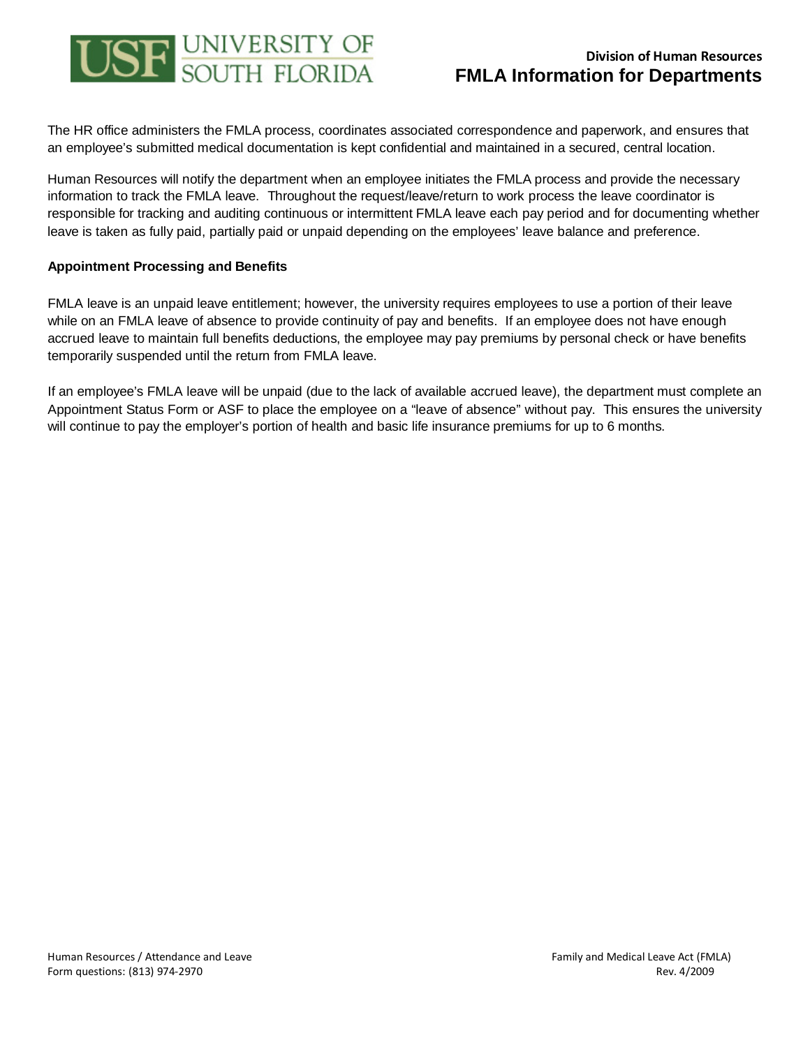The HR office administers the FMLA process, coordinates associated correspondence and paperwork, and ensures that an employee's submitted medical documentation is kept confidential and maintained in a secured, central location.

Human Resources will notify the department when an employee initiates the FMLA process and provide the necessary information to track the FMLA leave. Throughout the request/leave/return to work process the leave coordinator is responsible for tracking and auditing continuous or intermittent FMLA leave each pay period and for documenting whether leave is taken as fully paid, partially paid or unpaid depending on the employees' leave balance and preference.

**Appointment Processing and Benefits**

FMLA leave is an unpaid leave entitlement; however, the university requires employees to use a portion of their leave while on an FMLA leave of absence to provide continuity of pay and benefits. If an employee does not have enough accrued leave to maintain full benefits deductions, the employee may pay premiums by personal check or have benefits temporarily suspended until the return from FMLA leave.

If an employee's FMLA leave will be unpaid (due to the lack of available accrued leave), the department must complete an Appointment Status Form or ASF to place the employee on a "leave of absence" without pay. This ensures the university will continue to pay the employer's portion of health and basic life insurance premiums for up to 6 months.